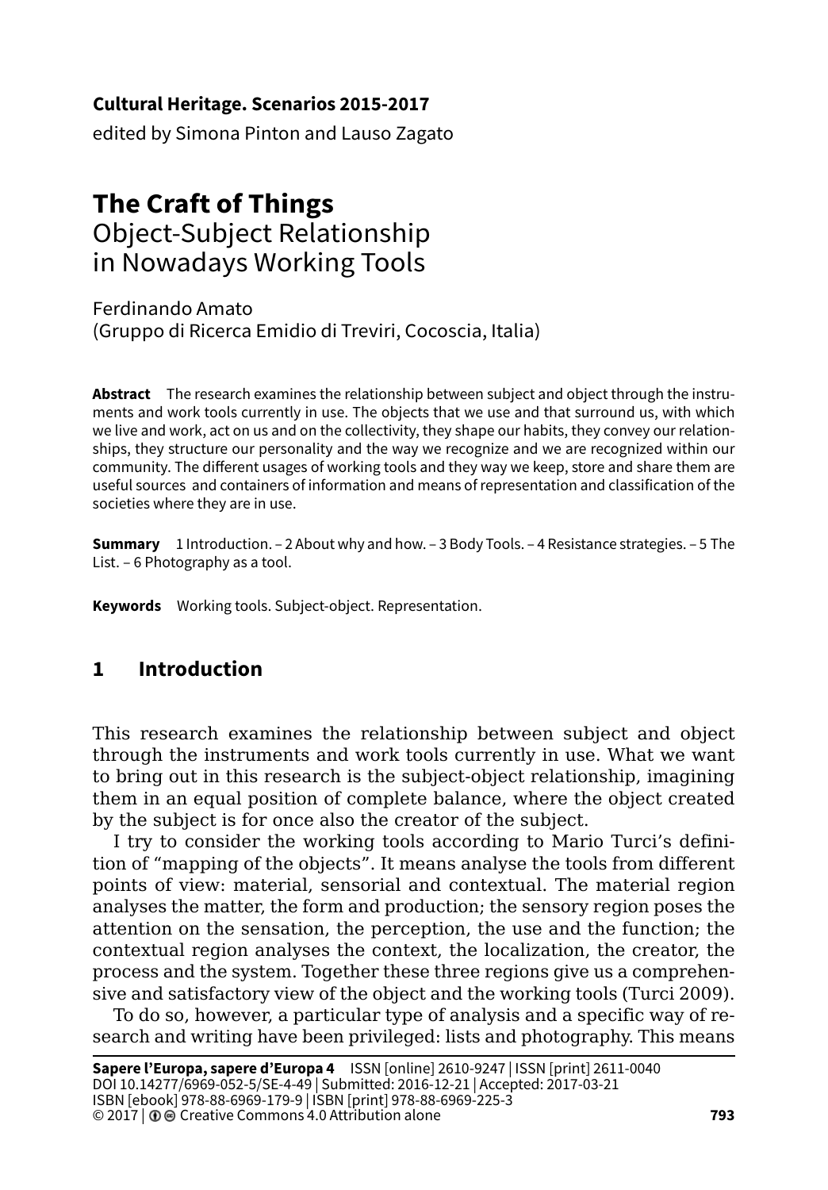**Cultural Heritage. Scenarios 2015-2017**
edited by Simona Pinton and Lauso Zagato

# The Craft of Things
## Object-Subject Relationship in Nowadays Working Tools

Ferdinando Amato
(Gruppo di Ricerca Emidio di Treviri, Cocoscia, Italia)

**Abstract** The research examines the relationship between subject and object through the instruments and work tools currently in use. The objects that we use and that surround us, with which we live and work, act on us and on the collectivity, they shape our habits, they convey our relationships, they structure our personality and the way we recognize and we are recognized within our community. The different usages of working tools and they way we keep, store and share them are useful sources and containers of information and means of representation and classification of the societies where they are in use.

**Summary** 1 Introduction. – 2 About why and how. – 3 Body Tools. – 4 Resistance strategies. – 5 The List. – 6 Photography as a tool.

**Keywords** Working tools. Subject-object. Representation.

## 1 Introduction

This research examines the relationship between subject and object through the instruments and work tools currently in use. What we want to bring out in this research is the subject-object relationship, imagining them in an equal position of complete balance, where the object created by the subject is for once also the creator of the subject.

I try to consider the working tools according to Mario Turci's definition of "mapping of the objects". It means analyse the tools from different points of view: material, sensorial and contextual. The material region analyses the matter, the form and production; the sensory region poses the attention on the sensation, the perception, the use and the function; the contextual region analyses the context, the localization, the creator, the process and the system. Together these three regions give us a comprehensive and satisfactory view of the object and the working tools (Turci 2009).

To do so, however, a particular type of analysis and a specific way of research and writing have been privileged: lists and photography. This means

**Sapere l'Europa, sapere d'Europa 4** ISSN [online] 2610-9247 | ISSN [print] 2611-0040
DOI 10.14277/6969-052-5/SE-4-49 | Submitted: 2016-12-21 | Accepted: 2017-03-21
ISBN [ebook] 978-88-6969-179-9 | ISBN [print] 978-88-6969-225-3
© 2017 | Creative Commons 4.0 Attribution alone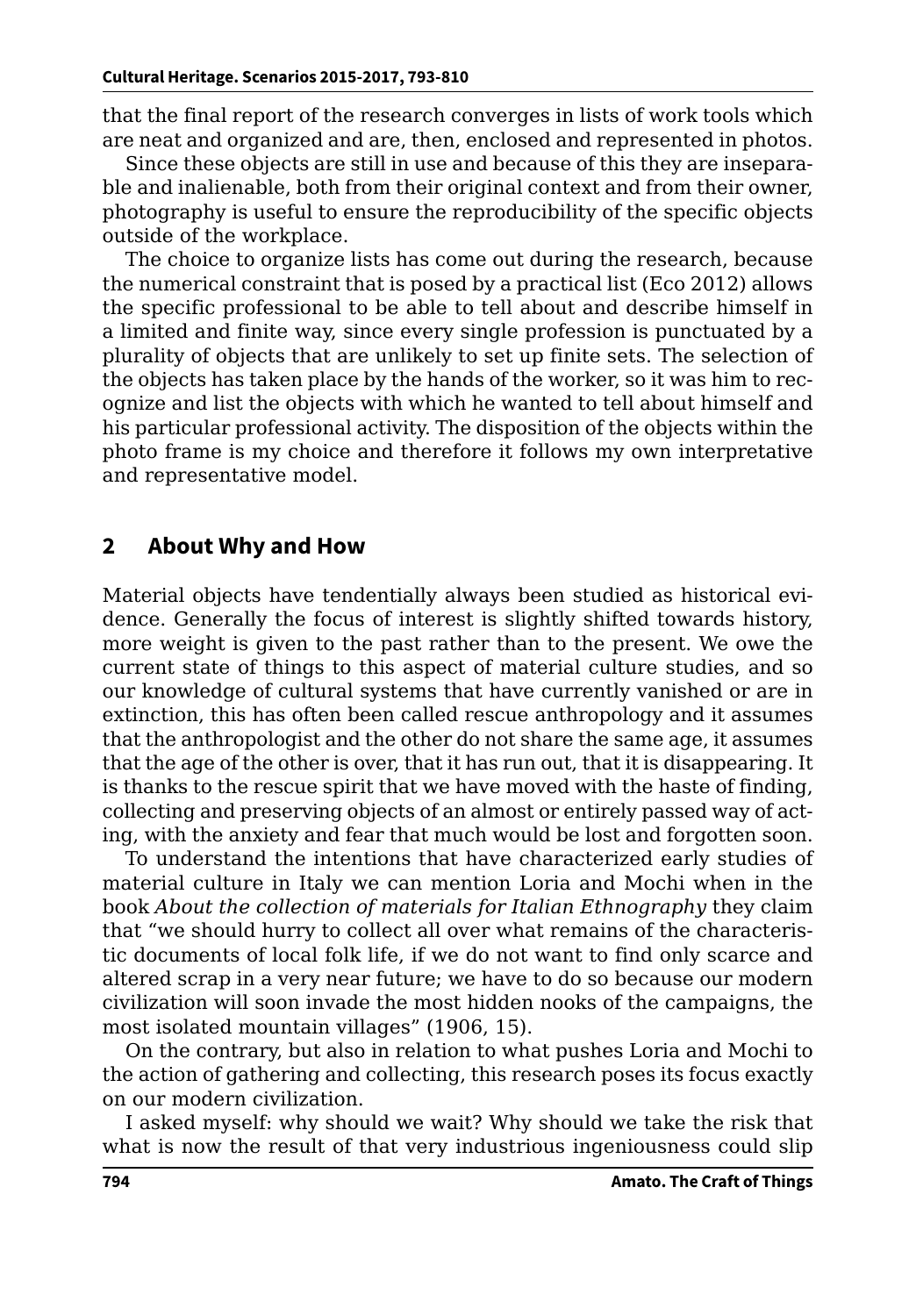that the final report of the research converges in lists of work tools which are neat and organized and are, then, enclosed and represented in photos.

Since these objects are still in use and because of this they are inseparable and inalienable, both from their original context and from their owner, photography is useful to ensure the reproducibility of the specific objects outside of the workplace.

The choice to organize lists has come out during the research, because the numerical constraint that is posed by a practical list (Eco 2012) allows the specific professional to be able to tell about and describe himself in a limited and finite way, since every single profession is punctuated by a plurality of objects that are unlikely to set up finite sets. The selection of the objects has taken place by the hands of the worker, so it was him to recognize and list the objects with which he wanted to tell about himself and his particular professional activity. The disposition of the objects within the photo frame is my choice and therefore it follows my own interpretative and representative model.

## 2 About Why and How

Material objects have tendentially always been studied as historical evidence. Generally the focus of interest is slightly shifted towards history, more weight is given to the past rather than to the present. We owe the current state of things to this aspect of material culture studies, and so our knowledge of cultural systems that have currently vanished or are in extinction, this has often been called rescue anthropology and it assumes that the anthropologist and the other do not share the same age, it assumes that the age of the other is over, that it has run out, that it is disappearing. It is thanks to the rescue spirit that we have moved with the haste of finding, collecting and preserving objects of an almost or entirely passed way of acting, with the anxiety and fear that much would be lost and forgotten soon.

To understand the intentions that have characterized early studies of material culture in Italy we can mention Loria and Mochi when in the book *About the collection of materials for Italian Ethnography* they claim that "we should hurry to collect all over what remains of the characteristic documents of local folk life, if we do not want to find only scarce and altered scrap in a very near future; we have to do so because our modern civilization will soon invade the most hidden nooks of the campaigns, the most isolated mountain villages" (1906, 15).

On the contrary, but also in relation to what pushes Loria and Mochi to the action of gathering and collecting, this research poses its focus exactly on our modern civilization.

I asked myself: why should we wait? Why should we take the risk that what is now the result of that very industrious ingeniousness could slip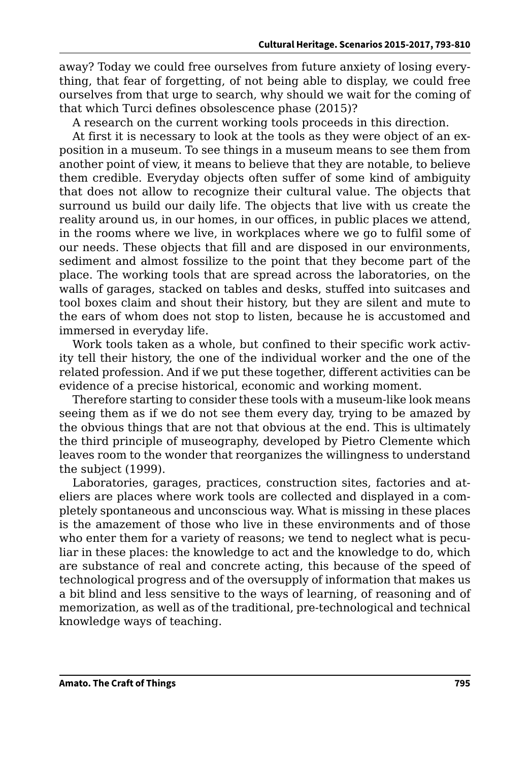away? Today we could free ourselves from future anxiety of losing everything, that fear of forgetting, of not being able to display, we could free ourselves from that urge to search, why should we wait for the coming of that which Turci defines obsolescence phase (2015)?

A research on the current working tools proceeds in this direction.

At first it is necessary to look at the tools as they were object of an exposition in a museum. To see things in a museum means to see them from another point of view, it means to believe that they are notable, to believe them credible. Everyday objects often suffer of some kind of ambiguity that does not allow to recognize their cultural value. The objects that surround us build our daily life. The objects that live with us create the reality around us, in our homes, in our offices, in public places we attend, in the rooms where we live, in workplaces where we go to fulfil some of our needs. These objects that fill and are disposed in our environments, sediment and almost fossilize to the point that they become part of the place. The working tools that are spread across the laboratories, on the walls of garages, stacked on tables and desks, stuffed into suitcases and tool boxes claim and shout their history, but they are silent and mute to the ears of whom does not stop to listen, because he is accustomed and immersed in everyday life.

Work tools taken as a whole, but confined to their specific work activity tell their history, the one of the individual worker and the one of the related profession. And if we put these together, different activities can be evidence of a precise historical, economic and working moment.

Therefore starting to consider these tools with a museum-like look means seeing them as if we do not see them every day, trying to be amazed by the obvious things that are not that obvious at the end. This is ultimately the third principle of museography, developed by Pietro Clemente which leaves room to the wonder that reorganizes the willingness to understand the subject (1999).

Laboratories, garages, practices, construction sites, factories and ateliers are places where work tools are collected and displayed in a completely spontaneous and unconscious way. What is missing in these places is the amazement of those who live in these environments and of those who enter them for a variety of reasons; we tend to neglect what is peculiar in these places: the knowledge to act and the knowledge to do, which are substance of real and concrete acting, this because of the speed of technological progress and of the oversupply of information that makes us a bit blind and less sensitive to the ways of learning, of reasoning and of memorization, as well as of the traditional, pre-technological and technical knowledge ways of teaching.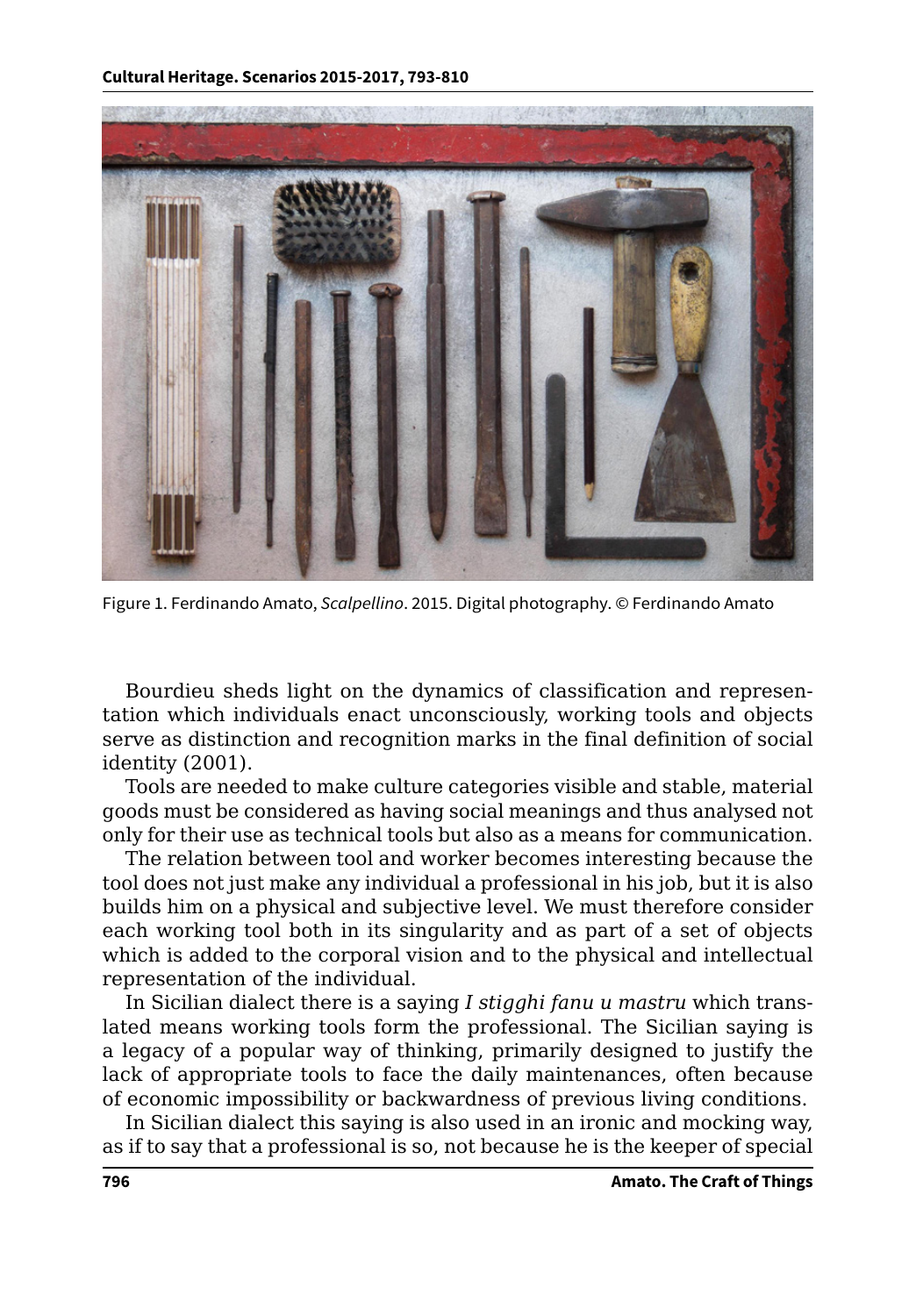Figure 1. Ferdinando Amato, *Scalpellino*. 2015. Digital photography. © Ferdinando Amato

Bourdieu sheds light on the dynamics of classification and representation which individuals enact unconsciously, working tools and objects serve as distinction and recognition marks in the final definition of social identity (2001).

Tools are needed to make culture categories visible and stable, material goods must be considered as having social meanings and thus analysed not only for their use as technical tools but also as a means for communication.

The relation between tool and worker becomes interesting because the tool does not just make any individual a professional in his job, but it is also builds him on a physical and subjective level. We must therefore consider each working tool both in its singularity and as part of a set of objects which is added to the corporal vision and to the physical and intellectual representation of the individual.

In Sicilian dialect there is a saying *I stigghi fanu u mastru* which translated means working tools form the professional. The Sicilian saying is a legacy of a popular way of thinking, primarily designed to justify the lack of appropriate tools to face the daily maintenances, often because of economic impossibility or backwardness of previous living conditions.

In Sicilian dialect this saying is also used in an ironic and mocking way, as if to say that a professional is so, not because he is the keeper of special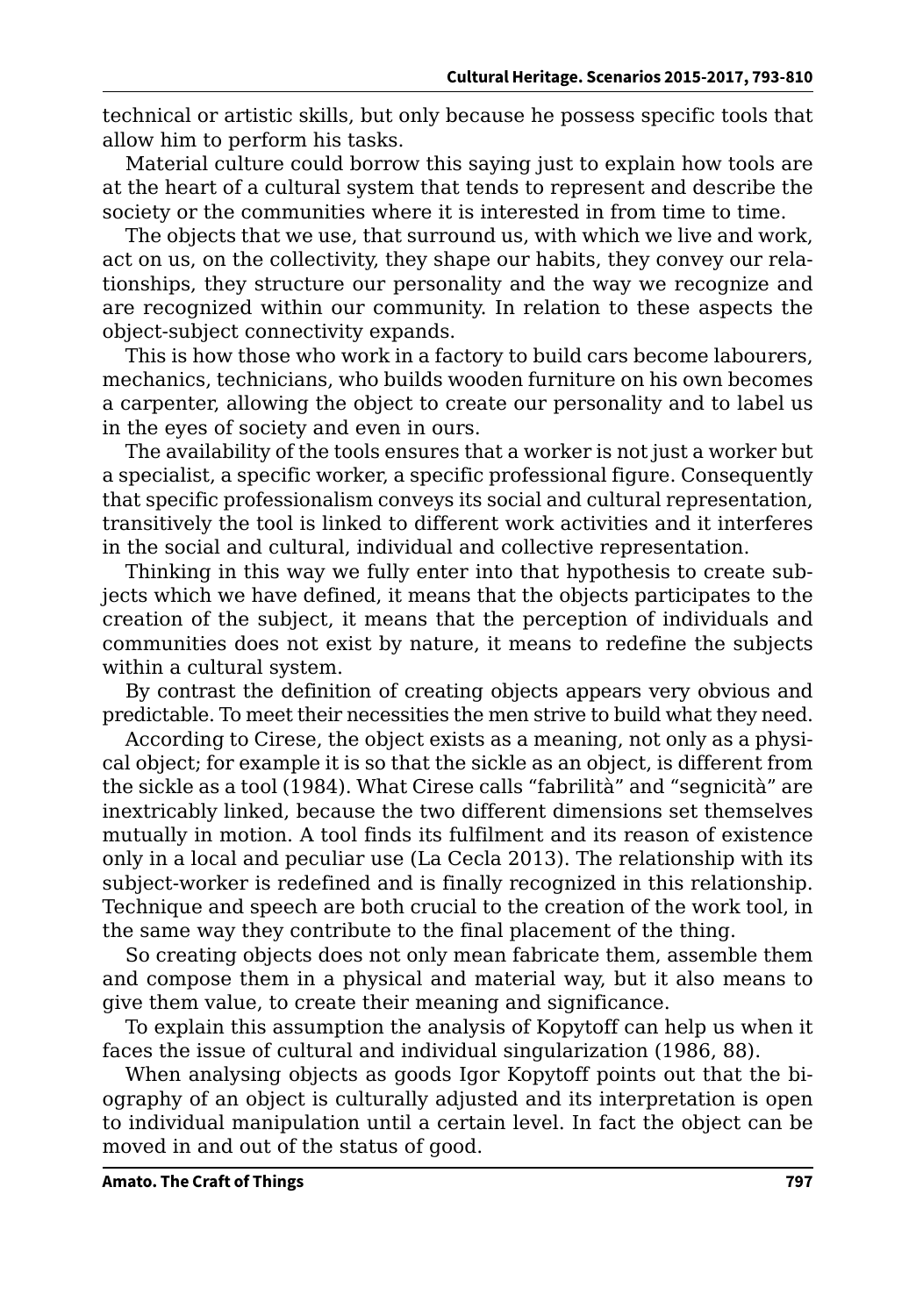technical or artistic skills, but only because he possess specific tools that allow him to perform his tasks.

Material culture could borrow this saying just to explain how tools are at the heart of a cultural system that tends to represent and describe the society or the communities where it is interested in from time to time.

The objects that we use, that surround us, with which we live and work, act on us, on the collectivity, they shape our habits, they convey our relationships, they structure our personality and the way we recognize and are recognized within our community. In relation to these aspects the object-subject connectivity expands.

This is how those who work in a factory to build cars become labourers, mechanics, technicians, who builds wooden furniture on his own becomes a carpenter, allowing the object to create our personality and to label us in the eyes of society and even in ours.

The availability of the tools ensures that a worker is not just a worker but a specialist, a specific worker, a specific professional figure. Consequently that specific professionalism conveys its social and cultural representation, transitively the tool is linked to different work activities and it interferes in the social and cultural, individual and collective representation.

Thinking in this way we fully enter into that hypothesis to create subjects which we have defined, it means that the objects participates to the creation of the subject, it means that the perception of individuals and communities does not exist by nature, it means to redefine the subjects within a cultural system.

By contrast the definition of creating objects appears very obvious and predictable. To meet their necessities the men strive to build what they need.

According to Cirese, the object exists as a meaning, not only as a physical object; for example it is so that the sickle as an object, is different from the sickle as a tool (1984). What Cirese calls “fabrilità” and “segnicità” are inextricably linked, because the two different dimensions set themselves mutually in motion. A tool finds its fulfilment and its reason of existence only in a local and peculiar use (La Cecla 2013). The relationship with its subject-worker is redefined and is finally recognized in this relationship. Technique and speech are both crucial to the creation of the work tool, in the same way they contribute to the final placement of the thing.

So creating objects does not only mean fabricate them, assemble them and compose them in a physical and material way, but it also means to give them value, to create their meaning and significance.

To explain this assumption the analysis of Kopytoff can help us when it faces the issue of cultural and individual singularization (1986, 88).

When analysing objects as goods Igor Kopytoff points out that the biography of an object is culturally adjusted and its interpretation is open to individual manipulation until a certain level. In fact the object can be moved in and out of the status of good.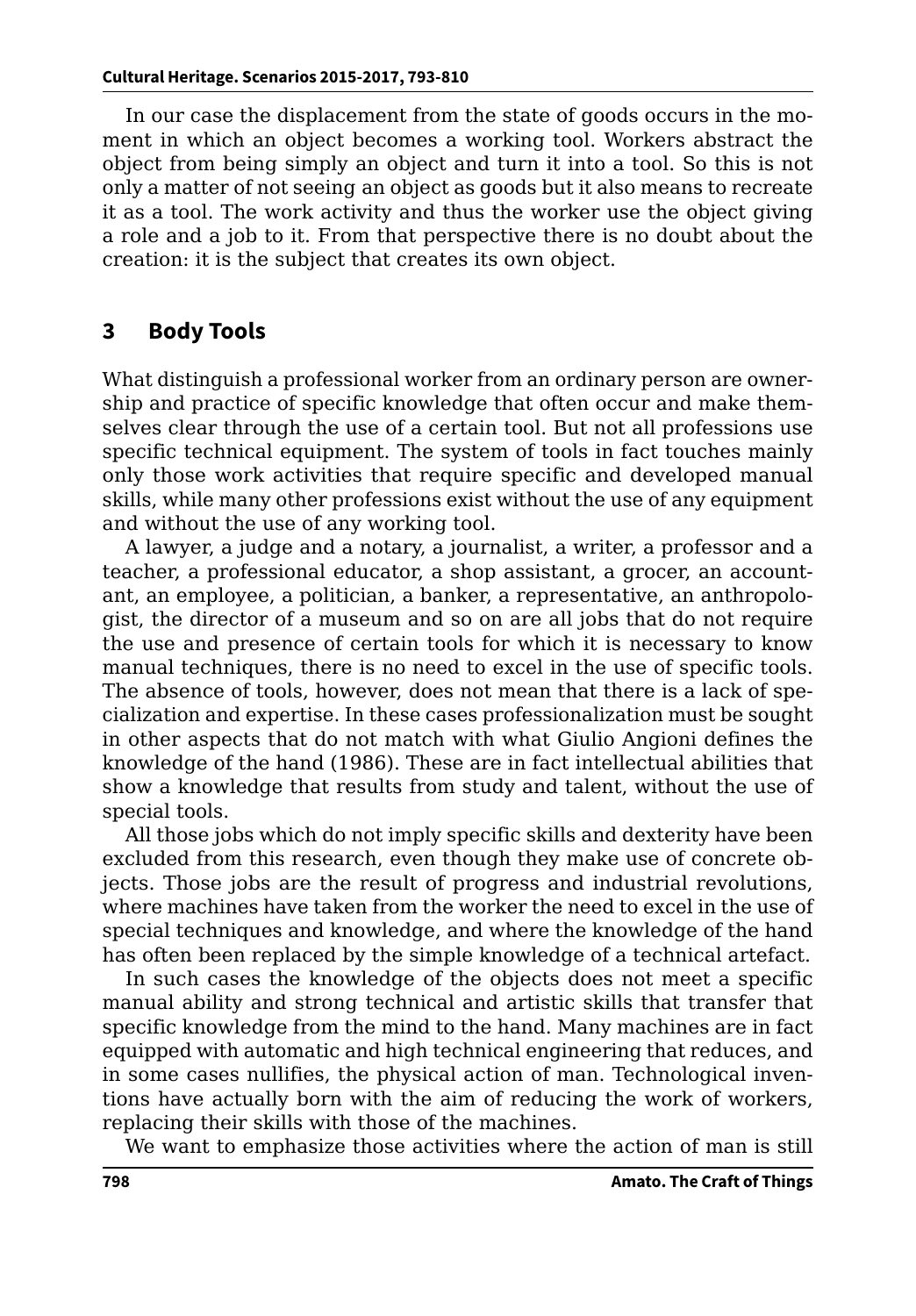In our case the displacement from the state of goods occurs in the moment in which an object becomes a working tool. Workers abstract the object from being simply an object and turn it into a tool. So this is not only a matter of not seeing an object as goods but it also means to recreate it as a tool. The work activity and thus the worker use the object giving a role and a job to it. From that perspective there is no doubt about the creation: it is the subject that creates its own object.

## 3 Body Tools

What distinguish a professional worker from an ordinary person are ownership and practice of specific knowledge that often occur and make themselves clear through the use of a certain tool. But not all professions use specific technical equipment. The system of tools in fact touches mainly only those work activities that require specific and developed manual skills, while many other professions exist without the use of any equipment and without the use of any working tool.

A lawyer, a judge and a notary, a journalist, a writer, a professor and a teacher, a professional educator, a shop assistant, a grocer, an accountant, an employee, a politician, a banker, a representative, an anthropologist, the director of a museum and so on are all jobs that do not require the use and presence of certain tools for which it is necessary to know manual techniques, there is no need to excel in the use of specific tools. The absence of tools, however, does not mean that there is a lack of specialization and expertise. In these cases professionalization must be sought in other aspects that do not match with what Giulio Angioni defines the knowledge of the hand (1986). These are in fact intellectual abilities that show a knowledge that results from study and talent, without the use of special tools.

All those jobs which do not imply specific skills and dexterity have been excluded from this research, even though they make use of concrete objects. Those jobs are the result of progress and industrial revolutions, where machines have taken from the worker the need to excel in the use of special techniques and knowledge, and where the knowledge of the hand has often been replaced by the simple knowledge of a technical artefact.

In such cases the knowledge of the objects does not meet a specific manual ability and strong technical and artistic skills that transfer that specific knowledge from the mind to the hand. Many machines are in fact equipped with automatic and high technical engineering that reduces, and in some cases nullifies, the physical action of man. Technological inventions have actually born with the aim of reducing the work of workers, replacing their skills with those of the machines.

We want to emphasize those activities where the action of man is still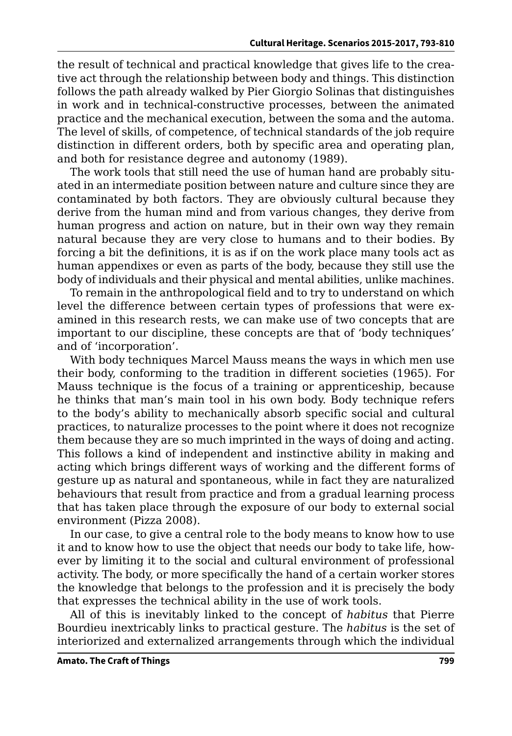the result of technical and practical knowledge that gives life to the creative act through the relationship between body and things. This distinction follows the path already walked by Pier Giorgio Solinas that distinguishes in work and in technical-constructive processes, between the animated practice and the mechanical execution, between the soma and the automa. The level of skills, of competence, of technical standards of the job require distinction in different orders, both by specific area and operating plan, and both for resistance degree and autonomy (1989).

The work tools that still need the use of human hand are probably situated in an intermediate position between nature and culture since they are contaminated by both factors. They are obviously cultural because they derive from the human mind and from various changes, they derive from human progress and action on nature, but in their own way they remain natural because they are very close to humans and to their bodies. By forcing a bit the definitions, it is as if on the work place many tools act as human appendixes or even as parts of the body, because they still use the body of individuals and their physical and mental abilities, unlike machines.

To remain in the anthropological field and to try to understand on which level the difference between certain types of professions that were examined in this research rests, we can make use of two concepts that are important to our discipline, these concepts are that of 'body techniques' and of 'incorporation'.

With body techniques Marcel Mauss means the ways in which men use their body, conforming to the tradition in different societies (1965). For Mauss technique is the focus of a training or apprenticeship, because he thinks that man's main tool in his own body. Body technique refers to the body's ability to mechanically absorb specific social and cultural practices, to naturalize processes to the point where it does not recognize them because they are so much imprinted in the ways of doing and acting. This follows a kind of independent and instinctive ability in making and acting which brings different ways of working and the different forms of gesture up as natural and spontaneous, while in fact they are naturalized behaviours that result from practice and from a gradual learning process that has taken place through the exposure of our body to external social environment (Pizza 2008).

In our case, to give a central role to the body means to know how to use it and to know how to use the object that needs our body to take life, however by limiting it to the social and cultural environment of professional activity. The body, or more specifically the hand of a certain worker stores the knowledge that belongs to the profession and it is precisely the body that expresses the technical ability in the use of work tools.

All of this is inevitably linked to the concept of *habitus* that Pierre Bourdieu inextricably links to practical gesture. The *habitus* is the set of interiorized and externalized arrangements through which the individual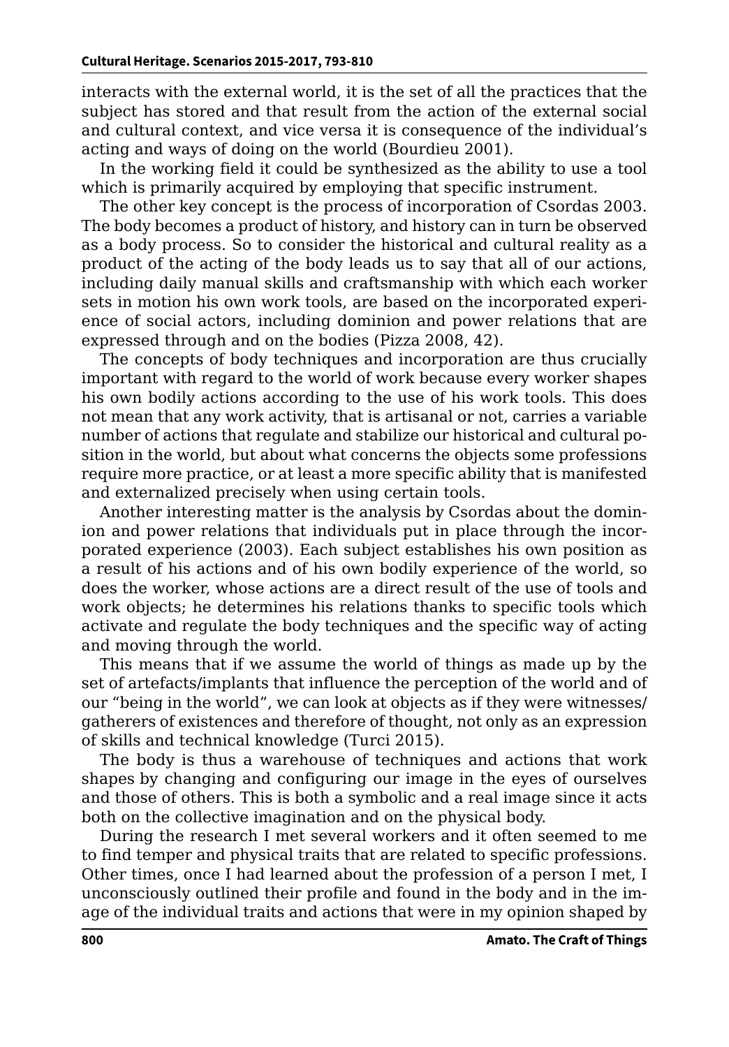interacts with the external world, it is the set of all the practices that the subject has stored and that result from the action of the external social and cultural context, and vice versa it is consequence of the individual's acting and ways of doing on the world (Bourdieu 2001).

In the working field it could be synthesized as the ability to use a tool which is primarily acquired by employing that specific instrument.

The other key concept is the process of incorporation of Csordas 2003. The body becomes a product of history, and history can in turn be observed as a body process. So to consider the historical and cultural reality as a product of the acting of the body leads us to say that all of our actions, including daily manual skills and craftsmanship with which each worker sets in motion his own work tools, are based on the incorporated experience of social actors, including dominion and power relations that are expressed through and on the bodies (Pizza 2008, 42).

The concepts of body techniques and incorporation are thus crucially important with regard to the world of work because every worker shapes his own bodily actions according to the use of his work tools. This does not mean that any work activity, that is artisanal or not, carries a variable number of actions that regulate and stabilize our historical and cultural position in the world, but about what concerns the objects some professions require more practice, or at least a more specific ability that is manifested and externalized precisely when using certain tools.

Another interesting matter is the analysis by Csordas about the dominion and power relations that individuals put in place through the incorporated experience (2003). Each subject establishes his own position as a result of his actions and of his own bodily experience of the world, so does the worker, whose actions are a direct result of the use of tools and work objects; he determines his relations thanks to specific tools which activate and regulate the body techniques and the specific way of acting and moving through the world.

This means that if we assume the world of things as made up by the set of artefacts/implants that influence the perception of the world and of our "being in the world", we can look at objects as if they were witnesses/gatherers of existences and therefore of thought, not only as an expression of skills and technical knowledge (Turci 2015).

The body is thus a warehouse of techniques and actions that work shapes by changing and configuring our image in the eyes of ourselves and those of others. This is both a symbolic and a real image since it acts both on the collective imagination and on the physical body.

During the research I met several workers and it often seemed to me to find temper and physical traits that are related to specific professions. Other times, once I had learned about the profession of a person I met, I unconsciously outlined their profile and found in the body and in the image of the individual traits and actions that were in my opinion shaped by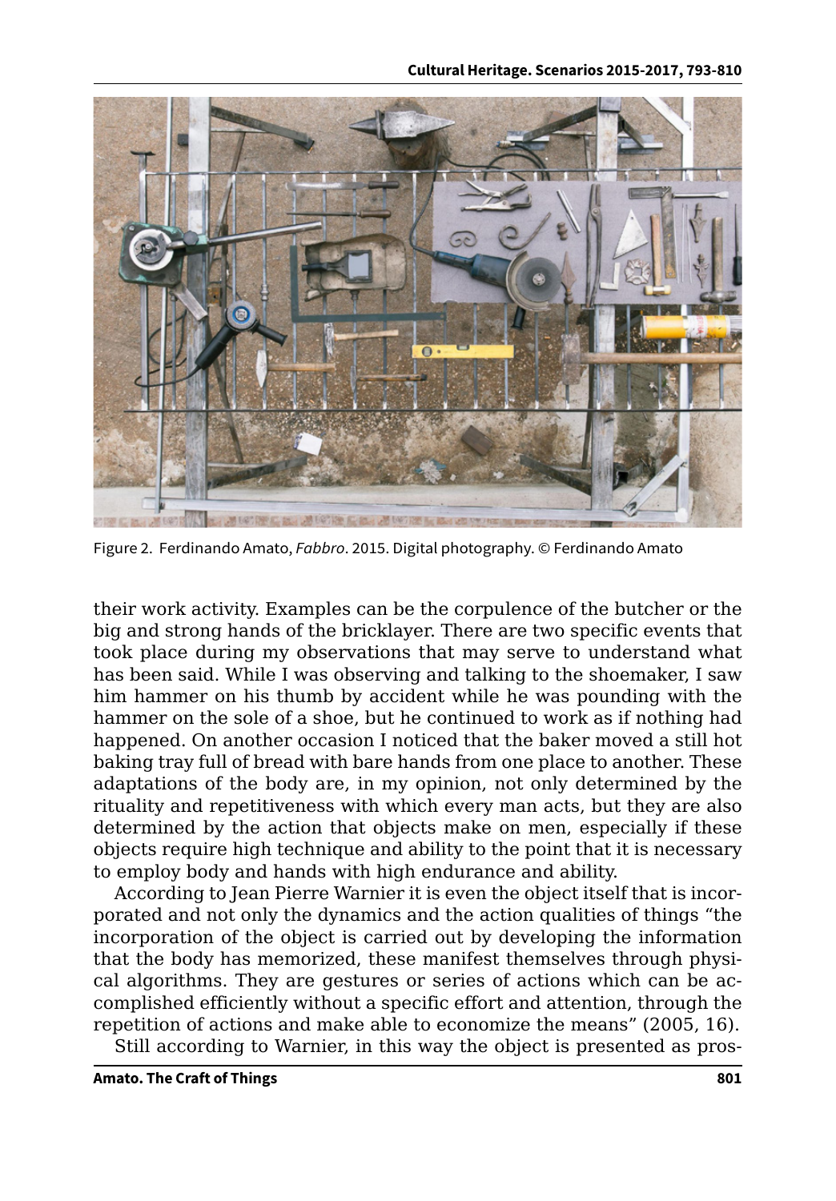Figure 2. Ferdinando Amato, *Fabbro*. 2015. Digital photography. © Ferdinando Amato

their work activity. Examples can be the corpulence of the butcher or the big and strong hands of the bricklayer. There are two specific events that took place during my observations that may serve to understand what has been said. While I was observing and talking to the shoemaker, I saw him hammer on his thumb by accident while he was pounding with the hammer on the sole of a shoe, but he continued to work as if nothing had happened. On another occasion I noticed that the baker moved a still hot baking tray full of bread with bare hands from one place to another. These adaptations of the body are, in my opinion, not only determined by the rituality and repetitiveness with which every man acts, but they are also determined by the action that objects make on men, especially if these objects require high technique and ability to the point that it is necessary to employ body and hands with high endurance and ability.

According to Jean Pierre Warnier it is even the object itself that is incorporated and not only the dynamics and the action qualities of things "the incorporation of the object is carried out by developing the information that the body has memorized, these manifest themselves through physical algorithms. They are gestures or series of actions which can be accomplished efficiently without a specific effort and attention, through the repetition of actions and make able to economize the means" (2005, 16).

Still according to Warnier, in this way the object is presented as pros-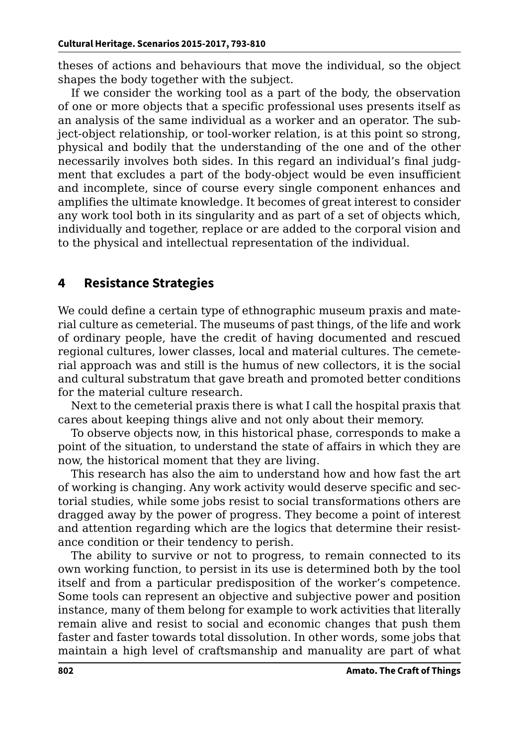theses of actions and behaviours that move the individual, so the object shapes the body together with the subject.

If we consider the working tool as a part of the body, the observation of one or more objects that a specific professional uses presents itself as an analysis of the same individual as a worker and an operator. The subject-object relationship, or tool-worker relation, is at this point so strong, physical and bodily that the understanding of the one and of the other necessarily involves both sides. In this regard an individual's final judgment that excludes a part of the body-object would be even insufficient and incomplete, since of course every single component enhances and amplifies the ultimate knowledge. It becomes of great interest to consider any work tool both in its singularity and as part of a set of objects which, individually and together, replace or are added to the corporal vision and to the physical and intellectual representation of the individual.

## 4 Resistance Strategies

We could define a certain type of ethnographic museum praxis and material culture as cemeterial. The museums of past things, of the life and work of ordinary people, have the credit of having documented and rescued regional cultures, lower classes, local and material cultures. The cemeterial approach was and still is the humus of new collectors, it is the social and cultural substratum that gave breath and promoted better conditions for the material culture research.

Next to the cemeterial praxis there is what I call the hospital praxis that cares about keeping things alive and not only about their memory.

To observe objects now, in this historical phase, corresponds to make a point of the situation, to understand the state of affairs in which they are now, the historical moment that they are living.

This research has also the aim to understand how and how fast the art of working is changing. Any work activity would deserve specific and sectorial studies, while some jobs resist to social transformations others are dragged away by the power of progress. They become a point of interest and attention regarding which are the logics that determine their resistance condition or their tendency to perish.

The ability to survive or not to progress, to remain connected to its own working function, to persist in its use is determined both by the tool itself and from a particular predisposition of the worker's competence. Some tools can represent an objective and subjective power and position instance, many of them belong for example to work activities that literally remain alive and resist to social and economic changes that push them faster and faster towards total dissolution. In other words, some jobs that maintain a high level of craftsmanship and manuality are part of what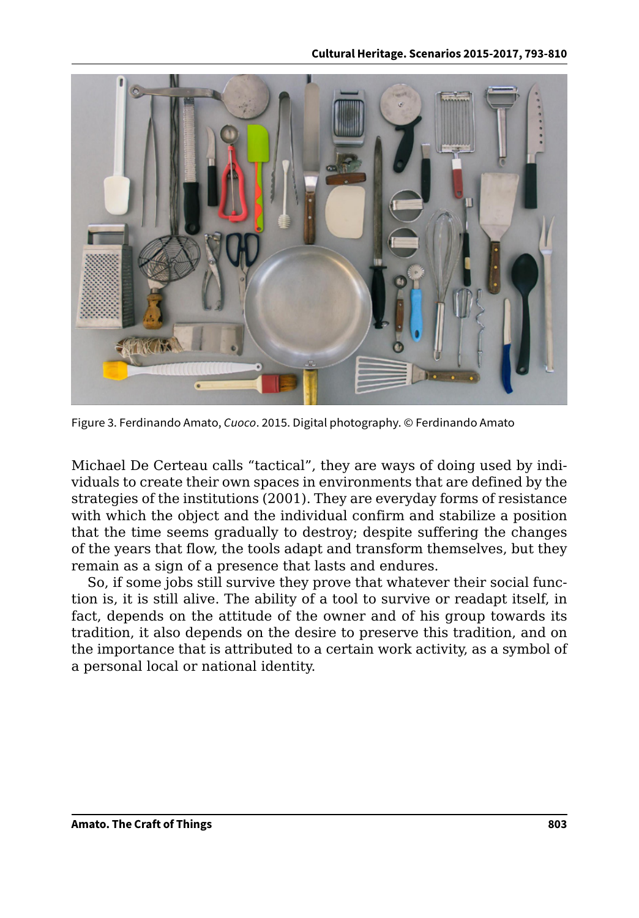Figure 3. Ferdinando Amato, *Cuoco*. 2015. Digital photography. © Ferdinando Amato

Michael De Certeau calls "tactical", they are ways of doing used by individuals to create their own spaces in environments that are defined by the strategies of the institutions (2001). They are everyday forms of resistance with which the object and the individual confirm and stabilize a position that the time seems gradually to destroy; despite suffering the changes of the years that flow, the tools adapt and transform themselves, but they remain as a sign of a presence that lasts and endures.

So, if some jobs still survive they prove that whatever their social function is, it is still alive. The ability of a tool to survive or readapt itself, in fact, depends on the attitude of the owner and of his group towards its tradition, it also depends on the desire to preserve this tradition, and on the importance that is attributed to a certain work activity, as a symbol of a personal local or national identity.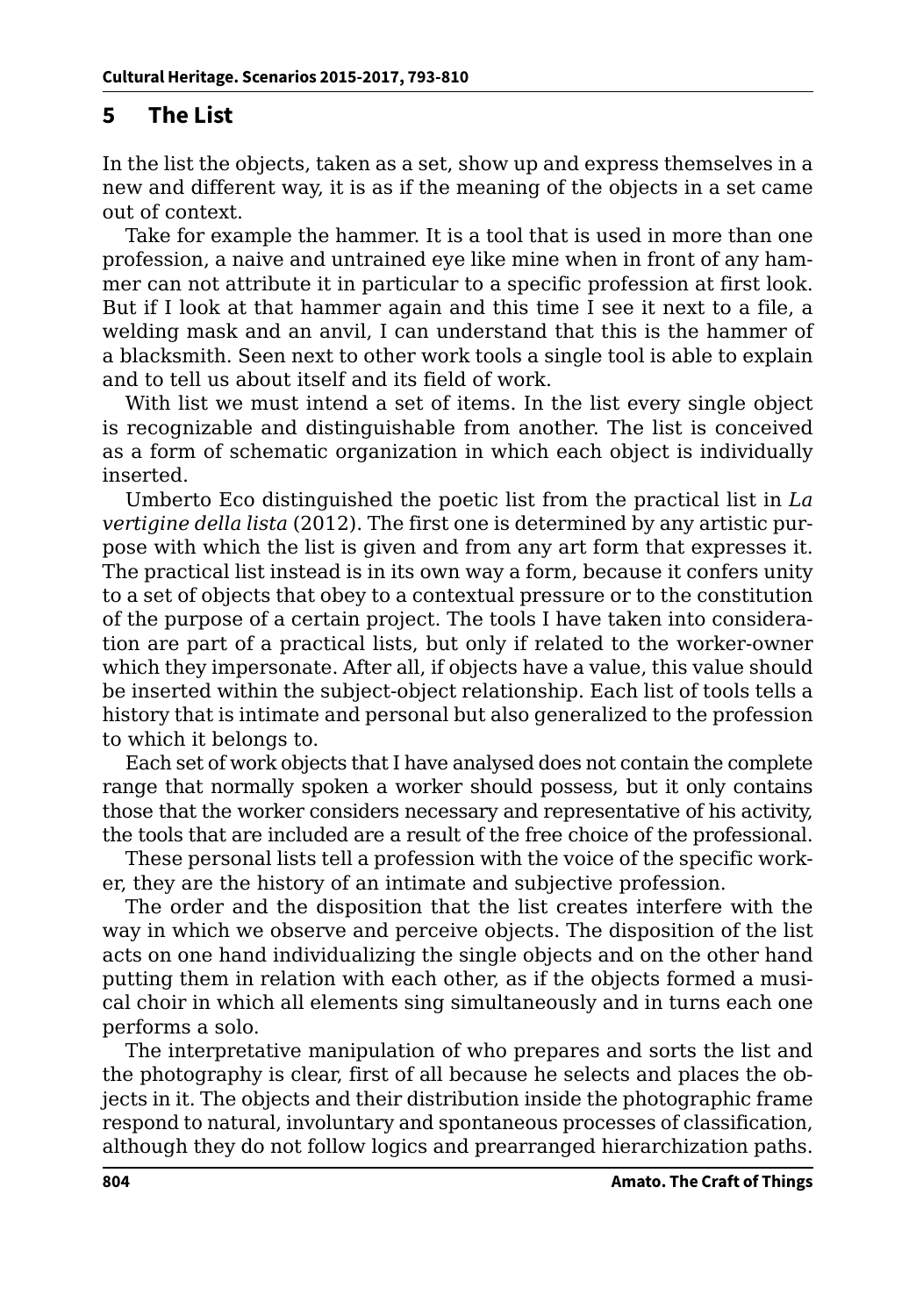## 5 The List

In the list the objects, taken as a set, show up and express themselves in a new and different way, it is as if the meaning of the objects in a set came out of context.

Take for example the hammer. It is a tool that is used in more than one profession, a naive and untrained eye like mine when in front of any hammer can not attribute it in particular to a specific profession at first look. But if I look at that hammer again and this time I see it next to a file, a welding mask and an anvil, I can understand that this is the hammer of a blacksmith. Seen next to other work tools a single tool is able to explain and to tell us about itself and its field of work.

With list we must intend a set of items. In the list every single object is recognizable and distinguishable from another. The list is conceived as a form of schematic organization in which each object is individually inserted.

Umberto Eco distinguished the poetic list from the practical list in *La vertigine della lista* (2012). The first one is determined by any artistic purpose with which the list is given and from any art form that expresses it. The practical list instead is in its own way a form, because it confers unity to a set of objects that obey to a contextual pressure or to the constitution of the purpose of a certain project. The tools I have taken into consideration are part of a practical lists, but only if related to the worker-owner which they impersonate. After all, if objects have a value, this value should be inserted within the subject-object relationship. Each list of tools tells a history that is intimate and personal but also generalized to the profession to which it belongs to.

Each set of work objects that I have analysed does not contain the complete range that normally spoken a worker should possess, but it only contains those that the worker considers necessary and representative of his activity, the tools that are included are a result of the free choice of the professional.

These personal lists tell a profession with the voice of the specific worker, they are the history of an intimate and subjective profession.

The order and the disposition that the list creates interfere with the way in which we observe and perceive objects. The disposition of the list acts on one hand individualizing the single objects and on the other hand putting them in relation with each other, as if the objects formed a musical choir in which all elements sing simultaneously and in turns each one performs a solo.

The interpretative manipulation of who prepares and sorts the list and the photography is clear, first of all because he selects and places the objects in it. The objects and their distribution inside the photographic frame respond to natural, involuntary and spontaneous processes of classification, although they do not follow logics and prearranged hierarchization paths.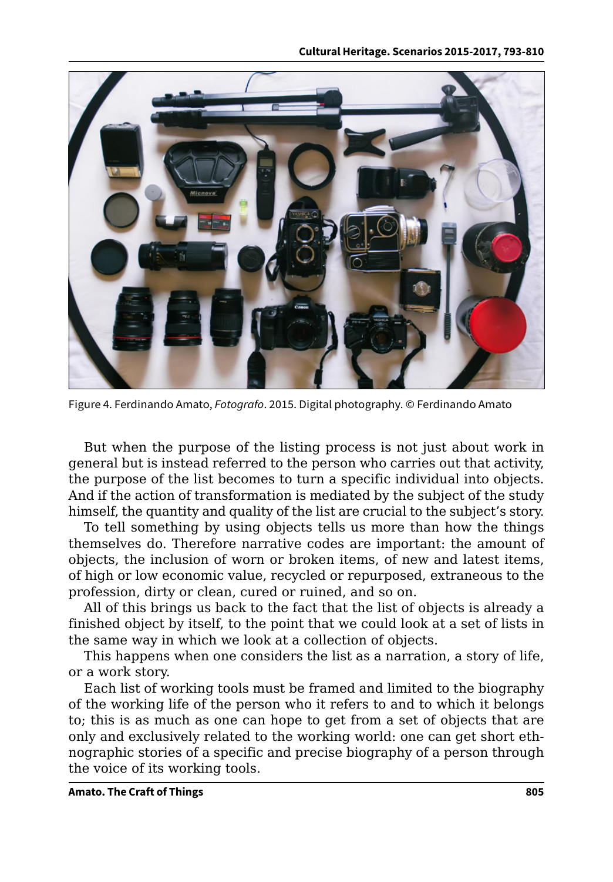Figure 4. Ferdinando Amato, *Fotografo*. 2015. Digital photography. © Ferdinando Amato

But when the purpose of the listing process is not just about work in general but is instead referred to the person who carries out that activity, the purpose of the list becomes to turn a specific individual into objects. And if the action of transformation is mediated by the subject of the study himself, the quantity and quality of the list are crucial to the subject's story.

To tell something by using objects tells us more than how the things themselves do. Therefore narrative codes are important: the amount of objects, the inclusion of worn or broken items, of new and latest items, of high or low economic value, recycled or repurposed, extraneous to the profession, dirty or clean, cured or ruined, and so on.

All of this brings us back to the fact that the list of objects is already a finished object by itself, to the point that we could look at a set of lists in the same way in which we look at a collection of objects.

This happens when one considers the list as a narration, a story of life, or a work story.

Each list of working tools must be framed and limited to the biography of the working life of the person who it refers to and to which it belongs to; this is as much as one can hope to get from a set of objects that are only and exclusively related to the working world: one can get short ethnographic stories of a specific and precise biography of a person through the voice of its working tools.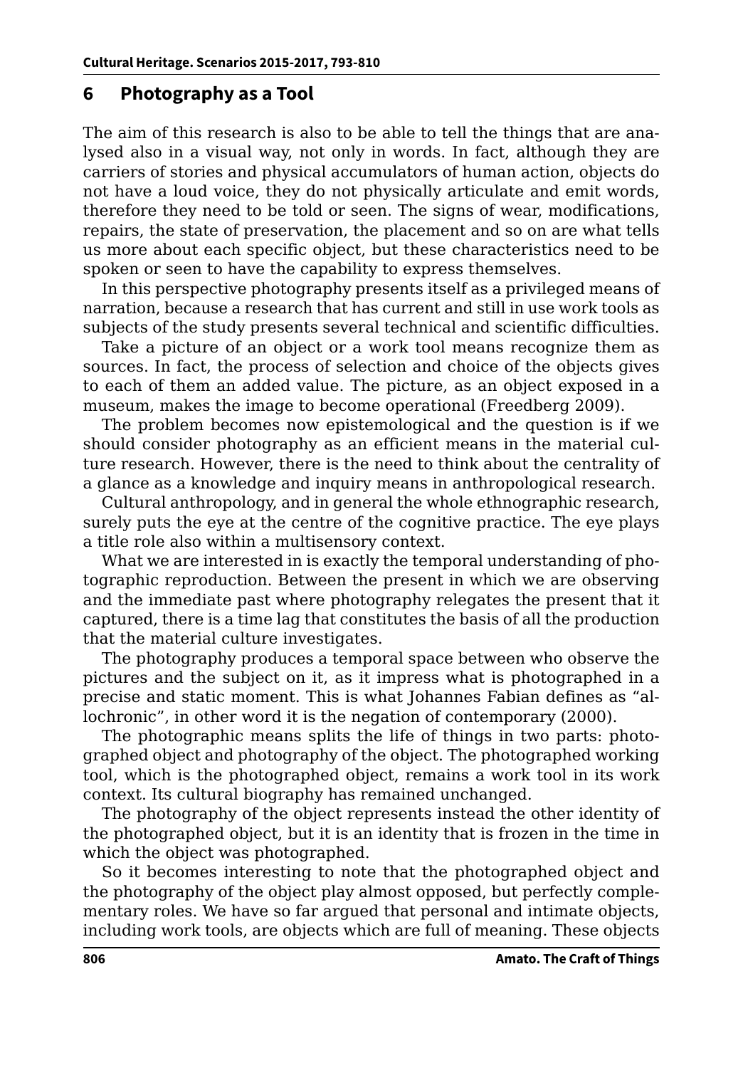## 6 Photography as a Tool

The aim of this research is also to be able to tell the things that are analysed also in a visual way, not only in words. In fact, although they are carriers of stories and physical accumulators of human action, objects do not have a loud voice, they do not physically articulate and emit words, therefore they need to be told or seen. The signs of wear, modifications, repairs, the state of preservation, the placement and so on are what tells us more about each specific object, but these characteristics need to be spoken or seen to have the capability to express themselves.

In this perspective photography presents itself as a privileged means of narration, because a research that has current and still in use work tools as subjects of the study presents several technical and scientific difficulties.

Take a picture of an object or a work tool means recognize them as sources. In fact, the process of selection and choice of the objects gives to each of them an added value. The picture, as an object exposed in a museum, makes the image to become operational (Freedberg 2009).

The problem becomes now epistemological and the question is if we should consider photography as an efficient means in the material culture research. However, there is the need to think about the centrality of a glance as a knowledge and inquiry means in anthropological research.

Cultural anthropology, and in general the whole ethnographic research, surely puts the eye at the centre of the cognitive practice. The eye plays a title role also within a multisensory context.

What we are interested in is exactly the temporal understanding of photographic reproduction. Between the present in which we are observing and the immediate past where photography relegates the present that it captured, there is a time lag that constitutes the basis of all the production that the material culture investigates.

The photography produces a temporal space between who observe the pictures and the subject on it, as it impress what is photographed in a precise and static moment. This is what Johannes Fabian defines as "allochronic", in other word it is the negation of contemporary (2000).

The photographic means splits the life of things in two parts: photographed object and photography of the object. The photographed working tool, which is the photographed object, remains a work tool in its work context. Its cultural biography has remained unchanged.

The photography of the object represents instead the other identity of the photographed object, but it is an identity that is frozen in the time in which the object was photographed.

So it becomes interesting to note that the photographed object and the photography of the object play almost opposed, but perfectly complementary roles. We have so far argued that personal and intimate objects, including work tools, are objects which are full of meaning. These objects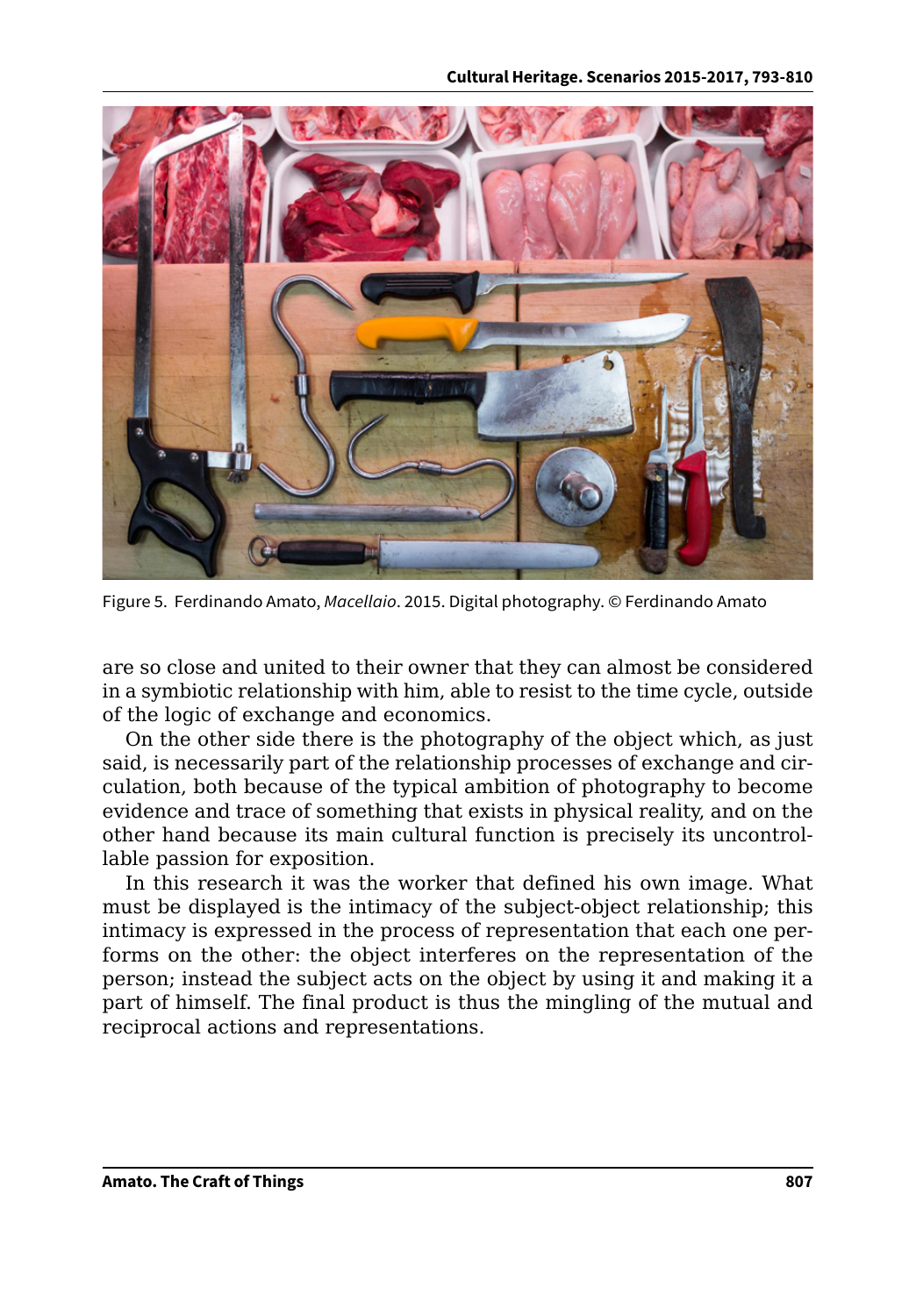Figure 5. Ferdinando Amato, *Macellaio*. 2015. Digital photography. © Ferdinando Amato

are so close and united to their owner that they can almost be considered in a symbiotic relationship with him, able to resist to the time cycle, outside of the logic of exchange and economics.

On the other side there is the photography of the object which, as just said, is necessarily part of the relationship processes of exchange and circulation, both because of the typical ambition of photography to become evidence and trace of something that exists in physical reality, and on the other hand because its main cultural function is precisely its uncontrollable passion for exposition.

In this research it was the worker that defined his own image. What must be displayed is the intimacy of the subject-object relationship; this intimacy is expressed in the process of representation that each one performs on the other: the object interferes on the representation of the person; instead the subject acts on the object by using it and making it a part of himself. The final product is thus the mingling of the mutual and reciprocal actions and representations.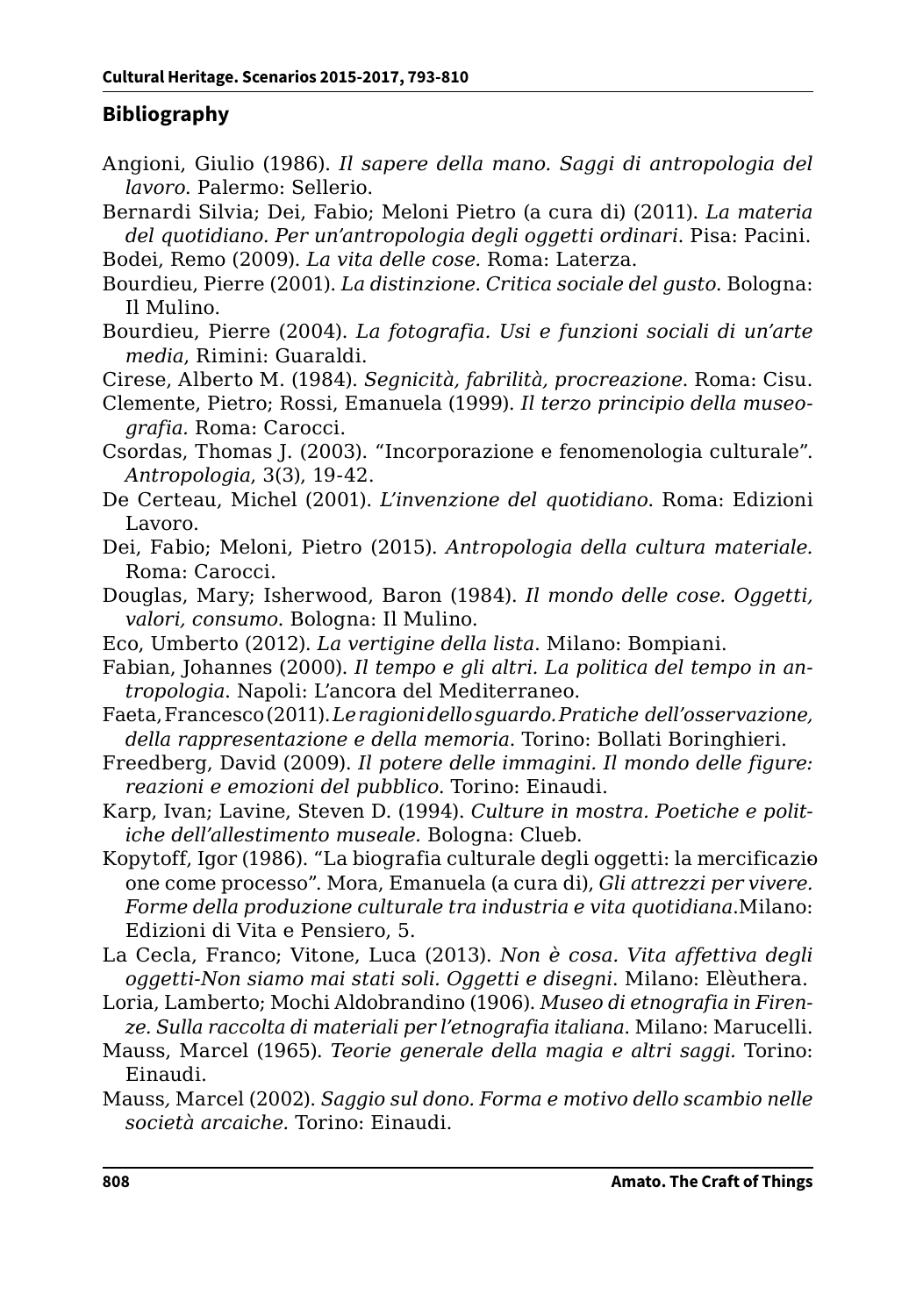## Bibliography

Angioni, Giulio (1986). *Il sapere della mano. Saggi di antropologia del lavoro*. Palermo: Sellerio.

Bernardi Silvia; Dei, Fabio; Meloni Pietro (a cura di) (2011). *La materia del quotidiano. Per un'antropologia degli oggetti ordinari*. Pisa: Pacini.

Bodei, Remo (2009). *La vita delle cose*. Roma: Laterza.

Bourdieu, Pierre (2001). *La distinzione. Critica sociale del gusto*. Bologna: Il Mulino.

Bourdieu, Pierre (2004). *La fotografia. Usi e funzioni sociali di un'arte media*, Rimini: Guaraldi.

Cirese, Alberto M. (1984). *Segnicità, fabrilità, procreazione*. Roma: Cisu.

Clemente, Pietro; Rossi, Emanuela (1999). *Il terzo principio della museografia*. Roma: Carocci.

Csordas, Thomas J. (2003). "Incorporazione e fenomenologia culturale". *Antropologia*, 3(3), 19-42.

De Certeau, Michel (2001). *L'invenzione del quotidiano*. Roma: Edizioni Lavoro.

Dei, Fabio; Meloni, Pietro (2015). *Antropologia della cultura materiale*. Roma: Carocci.

Douglas, Mary; Isherwood, Baron (1984). *Il mondo delle cose. Oggetti, valori, consumo*. Bologna: Il Mulino.

Eco, Umberto (2012). *La vertigine della lista*. Milano: Bompiani.

Fabian, Johannes (2000). *Il tempo e gli altri. La politica del tempo in antropologia*. Napoli: L'ancora del Mediterraneo.

Faeta, Francesco (2011). *Le ragioni dello sguardo. Pratiche dell'osservazione, della rappresentazione e della memoria*. Torino: Bollati Boringhieri.

Freedberg, David (2009). *Il potere delle immagini. Il mondo delle figure: reazioni e emozioni del pubblico*. Torino: Einaudi.

Karp, Ivan; Lavine, Steven D. (1994). *Culture in mostra. Poetiche e politiche dell'allestimento museale.* Bologna: Clueb.

Kopytoff, Igor (1986). "La biografia culturale degli oggetti: la mercificazio one come processo". Mora, Emanuela (a cura di), *Gli attrezzi per vivere. Forme della produzione culturale tra industria e vita quotidiana*.Milano: Edizioni di Vita e Pensiero, 5.

La Cecla, Franco; Vitone, Luca (2013). *Non è cosa. Vita affettiva degli oggetti-Non siamo mai stati soli. Oggetti e disegni*. Milano: Elèuthera.

Loria, Lamberto; Mochi Aldobrandino (1906). *Museo di etnografia in Firenze. Sulla raccolta di materiali per l'etnografia italiana*. Milano: Marucelli.

Mauss, Marcel (1965). *Teorie generale della magia e altri saggi.* Torino: Einaudi.

Mauss, Marcel (2002). *Saggio sul dono. Forma e motivo dello scambio nelle società arcaiche.* Torino: Einaudi.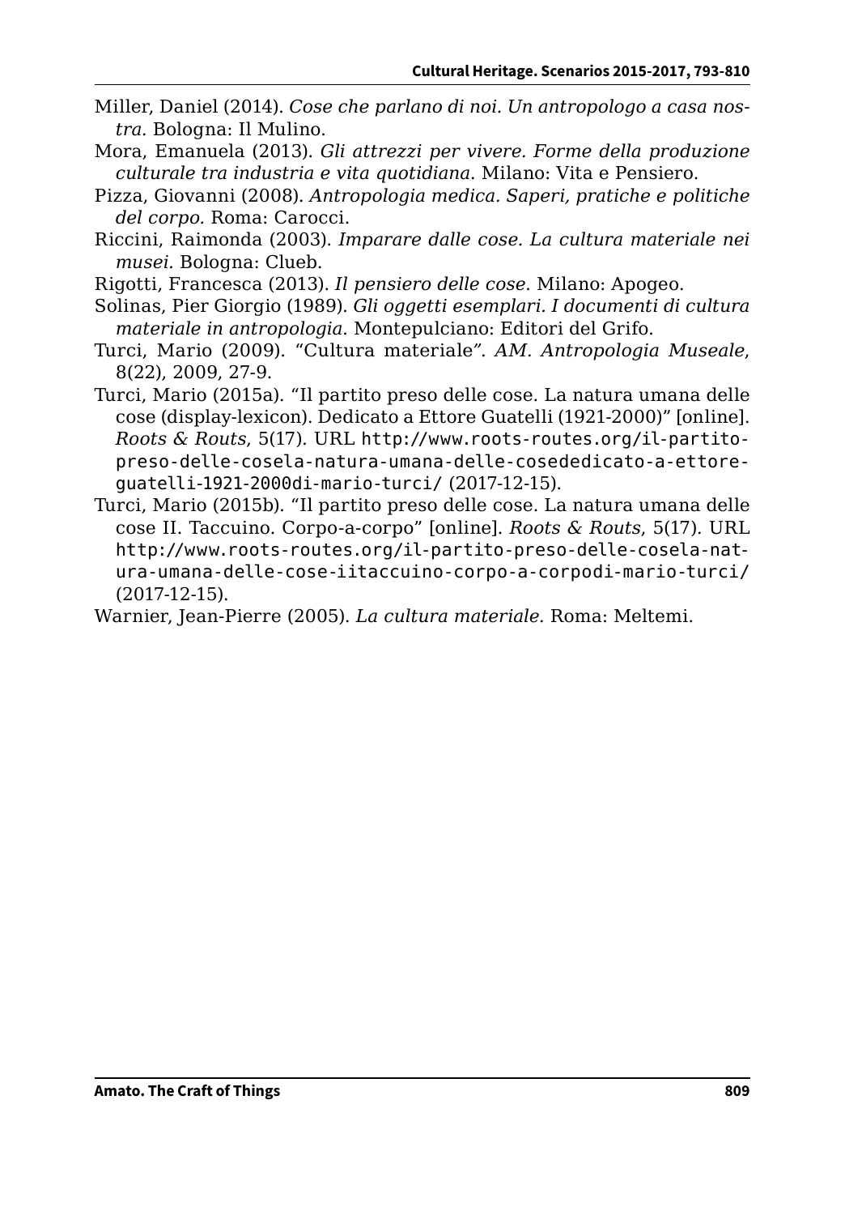Miller, Daniel (2014). *Cose che parlano di noi. Un antropologo a casa nostra.* Bologna: Il Mulino.

Mora, Emanuela (2013). *Gli attrezzi per vivere. Forme della produzione culturale tra industria e vita quotidiana*. Milano: Vita e Pensiero.

Pizza, Giovanni (2008). *Antropologia medica. Saperi, pratiche e politiche del corpo.* Roma: Carocci.

Riccini, Raimonda (2003). *Imparare dalle cose. La cultura materiale nei musei.* Bologna: Clueb.

Rigotti, Francesca (2013). *Il pensiero delle cose*. Milano: Apogeo.

Solinas, Pier Giorgio (1989). *Gli oggetti esemplari. I documenti di cultura materiale in antropologia*. Montepulciano: Editori del Grifo.

Turci, Mario (2009). "Cultura materiale". *AM. Antropologia Museale*, 8(22), 2009, 27-9.

Turci, Mario (2015a). "Il partito preso delle cose. La natura umana delle cose (display-lexicon). Dedicato a Ettore Guatelli (1921-2000)" [online]. *Roots & Routs*, 5(17). URL http://www.roots-routes.org/il-partito-preso-delle-cosela-natura-umana-delle-cosededicato-a-ettore-guatelli-1921-2000di-mario-turci/ (2017-12-15).

Turci, Mario (2015b). "Il partito preso delle cose. La natura umana delle cose II. Taccuino. Corpo-a-corpo" [online]. *Roots & Routs*, 5(17). URL http://www.roots-routes.org/il-partito-preso-delle-cosela-natura-umana-delle-cose-iitaccuino-corpo-a-corpodi-mario-turci/ (2017-12-15).

Warnier, Jean-Pierre (2005). *La cultura materiale.* Roma: Meltemi.